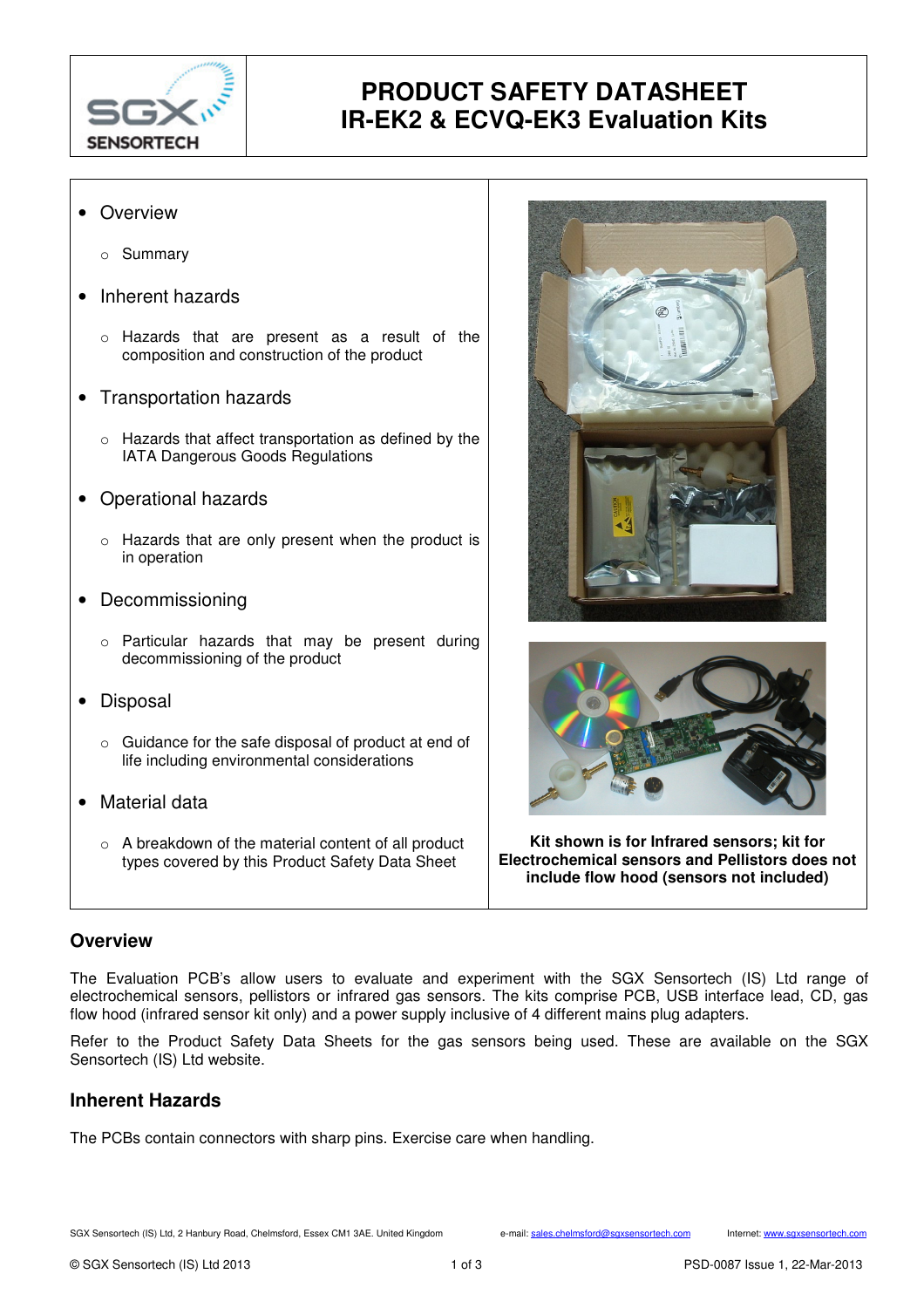# PRODUCT SAFETY DATASHEET
# IR-EK2 & ECVQ-EK3 Evaluation Kits

- Overview
  - Summary
- Inherent hazards
  - Hazards that are present as a result of the composition and construction of the product
- Transportation hazards
  - Hazards that affect transportation as defined by the IATA Dangerous Goods Regulations
- Operational hazards
  - Hazards that are only present when the product is in operation
- Decommissioning
  - Particular hazards that may be present during decommissioning of the product
- Disposal
  - Guidance for the safe disposal of product at end of life including environmental considerations
- Material data
  - A breakdown of the material content of all product types covered by this Product Safety Data Sheet

**Kit shown is for Infrared sensors; kit for Electrochemical sensors and Pellistors does not include flow hood (sensors not included)**

## Overview

The Evaluation PCB's allow users to evaluate and experiment with the SGX Sensortech (IS) Ltd range of electrochemical sensors, pellistors or infrared gas sensors. The kits comprise PCB, USB interface lead, CD, gas flow hood (infrared sensor kit only) and a power supply inclusive of 4 different mains plug adapters.

Refer to the Product Safety Data Sheets for the gas sensors being used. These are available on the SGX Sensortech (IS) Ltd website.

## Inherent Hazards

The PCBs contain connectors with sharp pins. Exercise care when handling.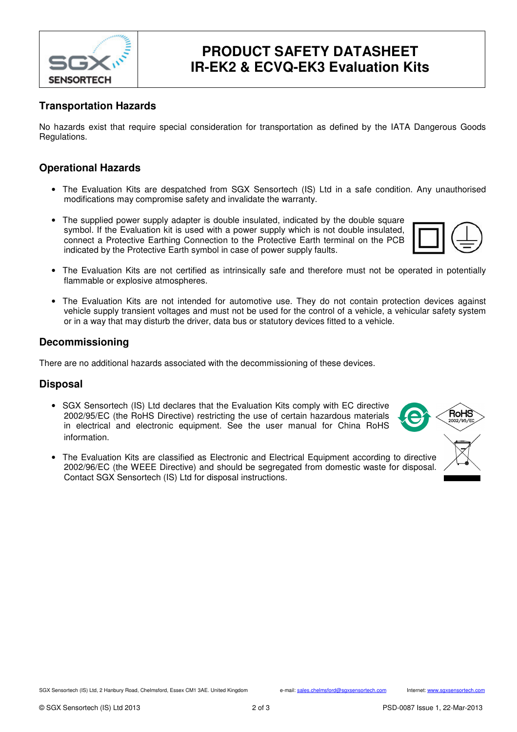## Transportation Hazards

No hazards exist that require special consideration for transportation as defined by the IATA Dangerous Goods Regulations.

## Operational Hazards

- The Evaluation Kits are despatched from SGX Sensortech (IS) Ltd in a safe condition. Any unauthorised modifications may compromise safety and invalidate the warranty.
- The supplied power supply adapter is double insulated, indicated by the double square symbol. If the Evaluation kit is used with a power supply which is not double insulated, connect a Protective Earthing Connection to the Protective Earth terminal on the PCB indicated by the Protective Earth symbol in case of power supply faults.
- The Evaluation Kits are not certified as intrinsically safe and therefore must not be operated in potentially flammable or explosive atmospheres.
- The Evaluation Kits are not intended for automotive use. They do not contain protection devices against vehicle supply transient voltages and must not be used for the control of a vehicle, a vehicular safety system or in a way that may disturb the driver, data bus or statutory devices fitted to a vehicle.

## Decommissioning

There are no additional hazards associated with the decommissioning of these devices.

## Disposal

- SGX Sensortech (IS) Ltd declares that the Evaluation Kits comply with EC directive 2002/95/EC (the RoHS Directive) restricting the use of certain hazardous materials in electrical and electronic equipment. See the user manual for China RoHS information.
- The Evaluation Kits are classified as Electronic and Electrical Equipment according to directive 2002/96/EC (the WEEE Directive) and should be segregated from domestic waste for disposal. Contact SGX Sensortech (IS) Ltd for disposal instructions.

RoHS
2002/95/EC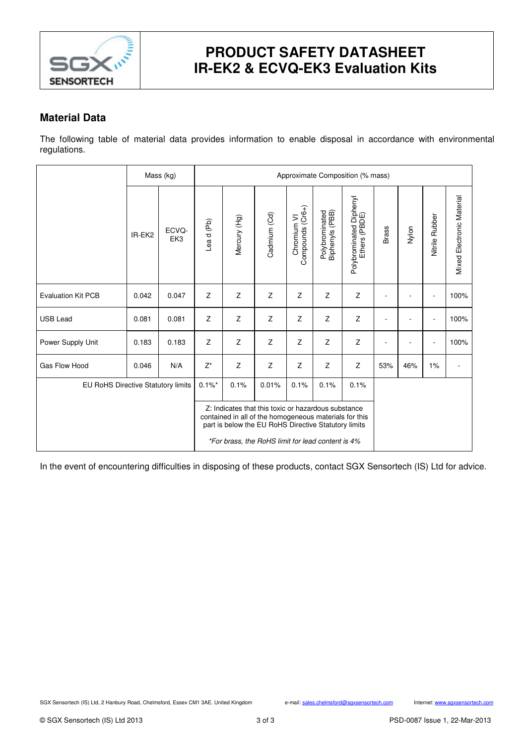## Material Data

The following table of material data provides information to enable disposal in accordance with environmental regulations.

| | Mass (kg) | | Approximate Composition (% mass) | | | | | | | | | |
|---|---|---|---|---|---|---|---|---|---|---|---|---|
| | IR-EK2 | ECVQ-EK3 | Lead (Pb) | Mercury (Hg) | Cadmium (Cd) | Chromium VI Compounds (Cr6+) | Polybrominated Biphenyls (PBB) | Polybrominated Diphenyl Ethers (PBDE) | Brass | Nylon | Nitrile Rubber | Mixed Electronic Material |
| Evaluation Kit PCB | 0.042 | 0.047 | Z | Z | Z | Z | Z | Z | - | - | - | 100% |
| USB Lead | 0.081 | 0.081 | Z | Z | Z | Z | Z | Z | - | - | - | 100% |
| Power Supply Unit | 0.183 | 0.183 | Z | Z | Z | Z | Z | Z | - | - | - | 100% |
| Gas Flow Hood | 0.046 | N/A | Z* | Z | Z | Z | Z | Z | 53% | 46% | 1% | - |
| EU RoHS Directive Statutory limits | | | 0.1%* | 0.1% | 0.01% | 0.1% | 0.1% | 0.1% | | | | |

Z: Indicates that this toxic or hazardous substance contained in all of the homogeneous materials for this part is below the EU RoHS Directive Statutory limits

*For brass, the RoHS limit for lead content is 4%*

In the event of encountering difficulties in disposing of these products, contact SGX Sensortech (IS) Ltd for advice.

SGX Sensortech (IS) Ltd, 2 Hanbury Road, Chelmsford, Essex CM1 3AE. United Kingdom e-mail: sales.chelmsford@sgxsensortech.com Internet: www.sgxsensortech.com

© SGX Sensortech (IS) Ltd 2013 PSD-0087 Issue 1, 22-Mar-2013